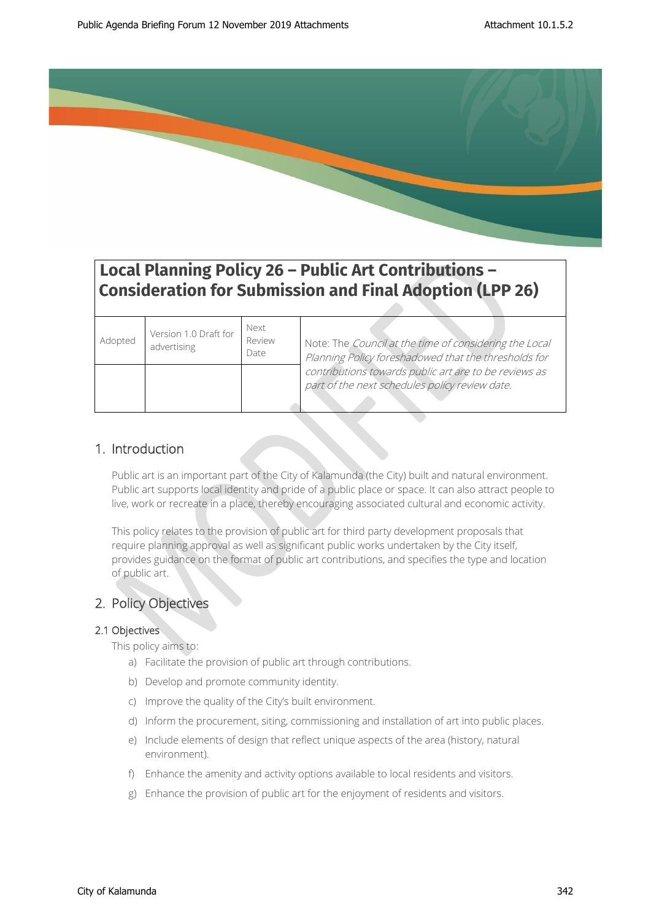# Local Planning Policy 26 – Public Art Contributions – Consideration for Submission and Final Adoption (LPP 26)

| Adopted | Version 1.0 Draft for advertising | Next Review Date | Note: The *Council at the time of considering the Local Planning Policy foreshadowed that the thresholds for contributions towards public art are to be reviews as part of the next schedules policy review date.* |
|---|---|---|---|
| | | | |

## 1. Introduction

Public art is an important part of the City of Kalamunda (the City) built and natural environment. Public art supports local identity and pride of a public place or space. It can also attract people to live, work or recreate in a place, thereby encouraging associated cultural and economic activity.

This policy relates to the provision of public art for third party development proposals that require planning approval as well as significant public works undertaken by the City itself, provides guidance on the format of public art contributions, and specifies the type and location of public art.

## 2. Policy Objectives

### 2.1 Objectives

This policy aims to:

a) Facilitate the provision of public art through contributions.

b) Develop and promote community identity.

c) Improve the quality of the City's built environment.

d) Inform the procurement, siting, commissioning and installation of art into public places.

e) Include elements of design that reflect unique aspects of the area (history, natural environment).

f) Enhance the amenity and activity options available to local residents and visitors.

g) Enhance the provision of public art for the enjoyment of residents and visitors.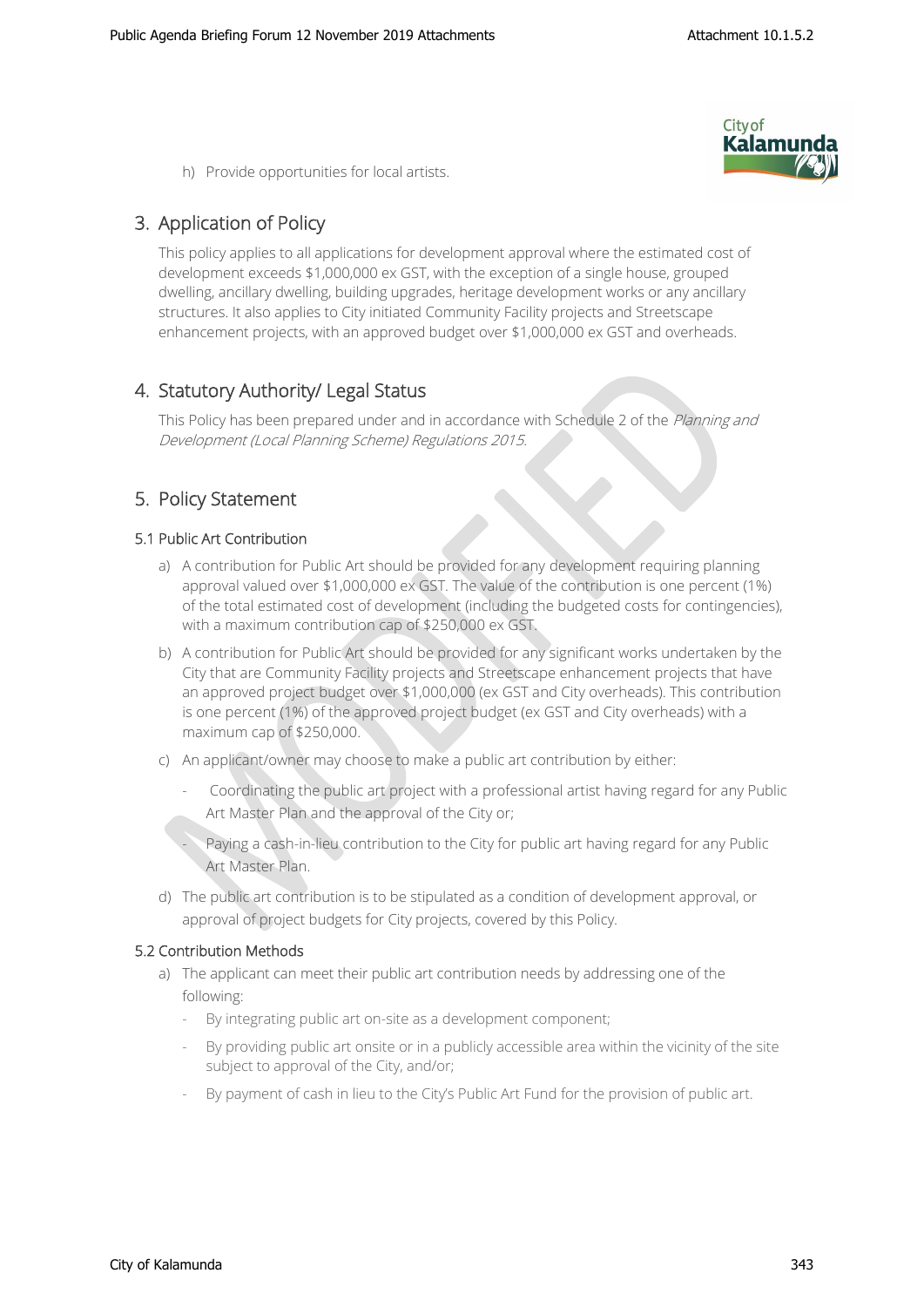h) Provide opportunities for local artists.

## 3. Application of Policy

This policy applies to all applications for development approval where the estimated cost of development exceeds $1,000,000 ex GST, with the exception of a single house, grouped dwelling, ancillary dwelling, building upgrades, heritage development works or any ancillary structures. It also applies to City initiated Community Facility projects and Streetscape enhancement projects, with an approved budget over $1,000,000 ex GST and overheads.

## 4. Statutory Authority/ Legal Status

This Policy has been prepared under and in accordance with Schedule 2 of the *Planning and Development (Local Planning Scheme) Regulations 2015.*

## 5. Policy Statement

### 5.1 Public Art Contribution

a) A contribution for Public Art should be provided for any development requiring planning approval valued over $1,000,000 ex GST. The value of the contribution is one percent (1%) of the total estimated cost of development (including the budgeted costs for contingencies), with a maximum contribution cap of $250,000 ex GST.

b) A contribution for Public Art should be provided for any significant works undertaken by the City that are Community Facility projects and Streetscape enhancement projects that have an approved project budget over $1,000,000 (ex GST and City overheads). This contribution is one percent (1%) of the approved project budget (ex GST and City overheads) with a maximum cap of $250,000.

c) An applicant/owner may choose to make a public art contribution by either:

- Coordinating the public art project with a professional artist having regard for any Public Art Master Plan and the approval of the City or;
- Paying a cash-in-lieu contribution to the City for public art having regard for any Public Art Master Plan.

d) The public art contribution is to be stipulated as a condition of development approval, or approval of project budgets for City projects, covered by this Policy.

### 5.2 Contribution Methods

a) The applicant can meet their public art contribution needs by addressing one of the following:

- By integrating public art on-site as a development component;
- By providing public art onsite or in a publicly accessible area within the vicinity of the site subject to approval of the City, and/or;
- By payment of cash in lieu to the City's Public Art Fund for the provision of public art.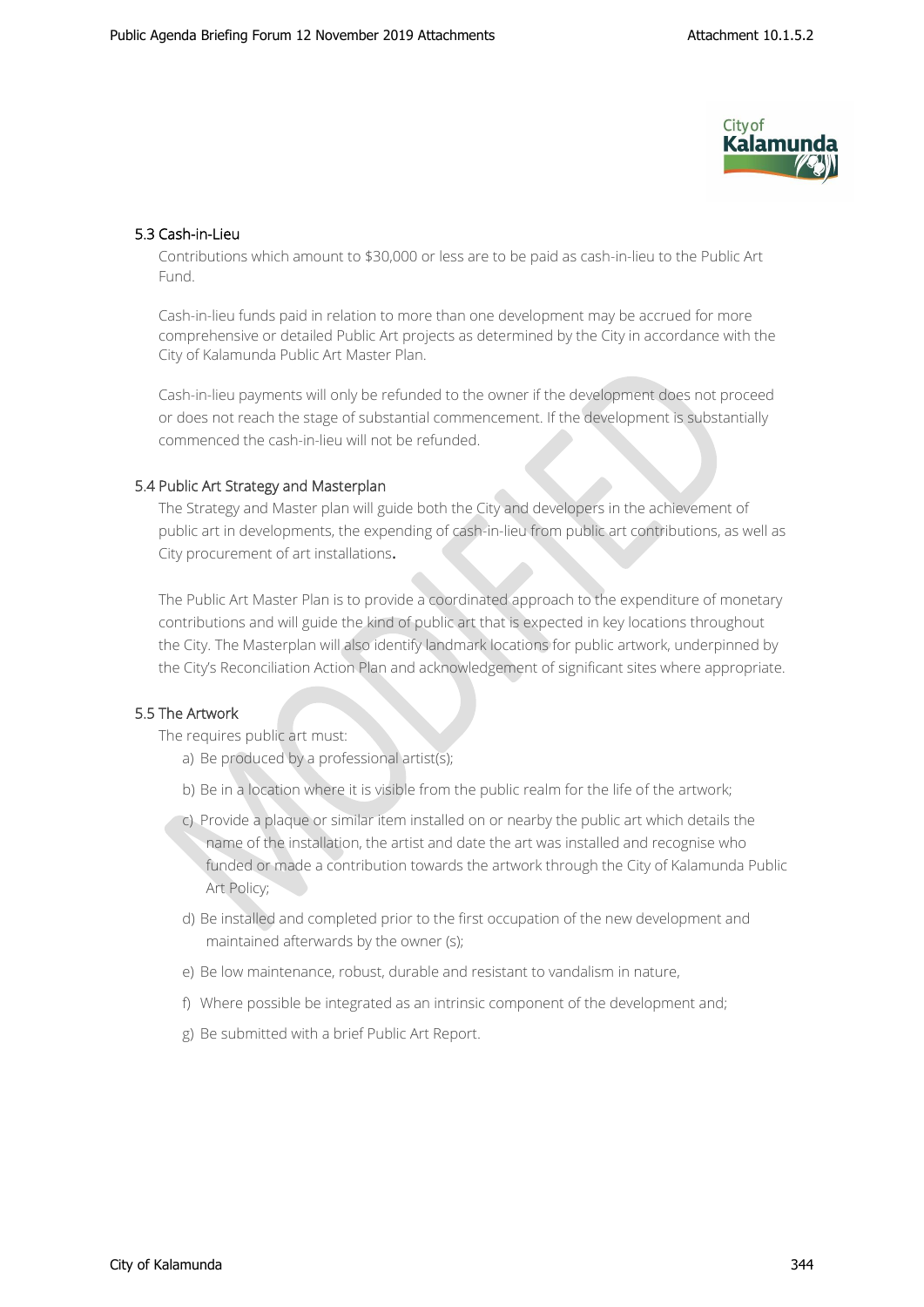### 5.3 Cash-in-Lieu

Contributions which amount to $30,000 or less are to be paid as cash-in-lieu to the Public Art Fund.

Cash-in-lieu funds paid in relation to more than one development may be accrued for more comprehensive or detailed Public Art projects as determined by the City in accordance with the City of Kalamunda Public Art Master Plan.

Cash-in-lieu payments will only be refunded to the owner if the development does not proceed or does not reach the stage of substantial commencement. If the development is substantially commenced the cash-in-lieu will not be refunded.

### 5.4 Public Art Strategy and Masterplan

The Strategy and Master plan will guide both the City and developers in the achievement of public art in developments, the expending of cash-in-lieu from public art contributions, as well as City procurement of art installations.

The Public Art Master Plan is to provide a coordinated approach to the expenditure of monetary contributions and will guide the kind of public art that is expected in key locations throughout the City. The Masterplan will also identify landmark locations for public artwork, underpinned by the City's Reconciliation Action Plan and acknowledgement of significant sites where appropriate.

### 5.5 The Artwork

The requires public art must:

a) Be produced by a professional artist(s);

b) Be in a location where it is visible from the public realm for the life of the artwork;

c) Provide a plaque or similar item installed on or nearby the public art which details the name of the installation, the artist and date the art was installed and recognise who funded or made a contribution towards the artwork through the City of Kalamunda Public Art Policy;

d) Be installed and completed prior to the first occupation of the new development and maintained afterwards by the owner (s);

e) Be low maintenance, robust, durable and resistant to vandalism in nature,

f) Where possible be integrated as an intrinsic component of the development and;

g) Be submitted with a brief Public Art Report.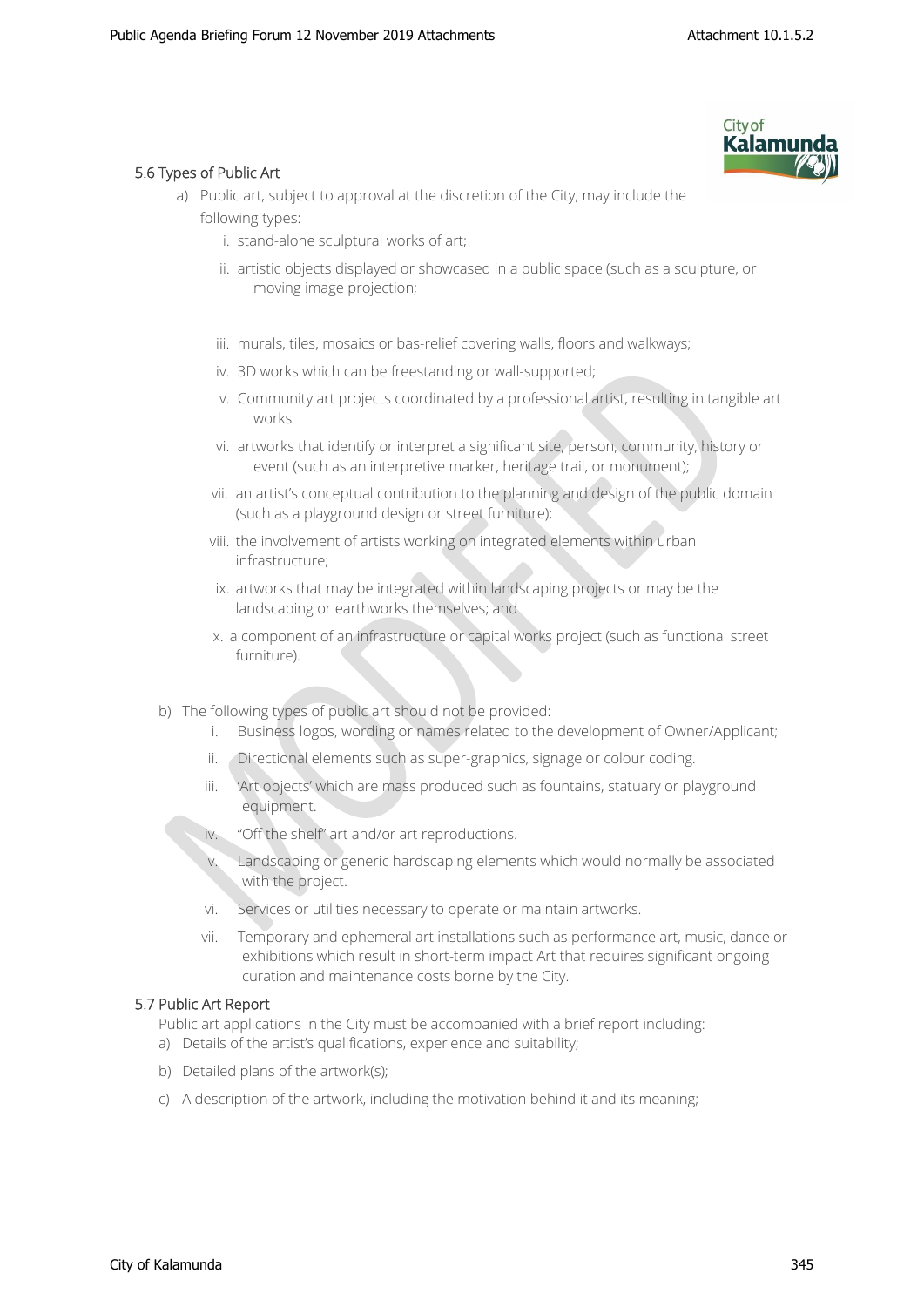## 5.6 Types of Public Art

a) Public art, subject to approval at the discretion of the City, may include the following types:

   i. stand-alone sculptural works of art;

   ii. artistic objects displayed or showcased in a public space (such as a sculpture, or moving image projection;

   iii. murals, tiles, mosaics or bas-relief covering walls, floors and walkways;

   iv. 3D works which can be freestanding or wall-supported;

   v. Community art projects coordinated by a professional artist, resulting in tangible art works

   vi. artworks that identify or interpret a significant site, person, community, history or event (such as an interpretive marker, heritage trail, or monument);

   vii. an artist's conceptual contribution to the planning and design of the public domain (such as a playground design or street furniture);

   viii. the involvement of artists working on integrated elements within urban infrastructure;

   ix. artworks that may be integrated within landscaping projects or may be the landscaping or earthworks themselves; and

   x. a component of an infrastructure or capital works project (such as functional street furniture).

b) The following types of public art should not be provided:

   i. Business logos, wording or names related to the development of Owner/Applicant;

   ii. Directional elements such as super-graphics, signage or colour coding.

   iii. 'Art objects' which are mass produced such as fountains, statuary or playground equipment.

   iv. "Off the shelf" art and/or art reproductions.

   v. Landscaping or generic hardscaping elements which would normally be associated with the project.

   vi. Services or utilities necessary to operate or maintain artworks.

   vii. Temporary and ephemeral art installations such as performance art, music, dance or exhibitions which result in short-term impact Art that requires significant ongoing curation and maintenance costs borne by the City.

## 5.7 Public Art Report

Public art applications in the City must be accompanied with a brief report including:

a) Details of the artist's qualifications, experience and suitability;

b) Detailed plans of the artwork(s);

c) A description of the artwork, including the motivation behind it and its meaning;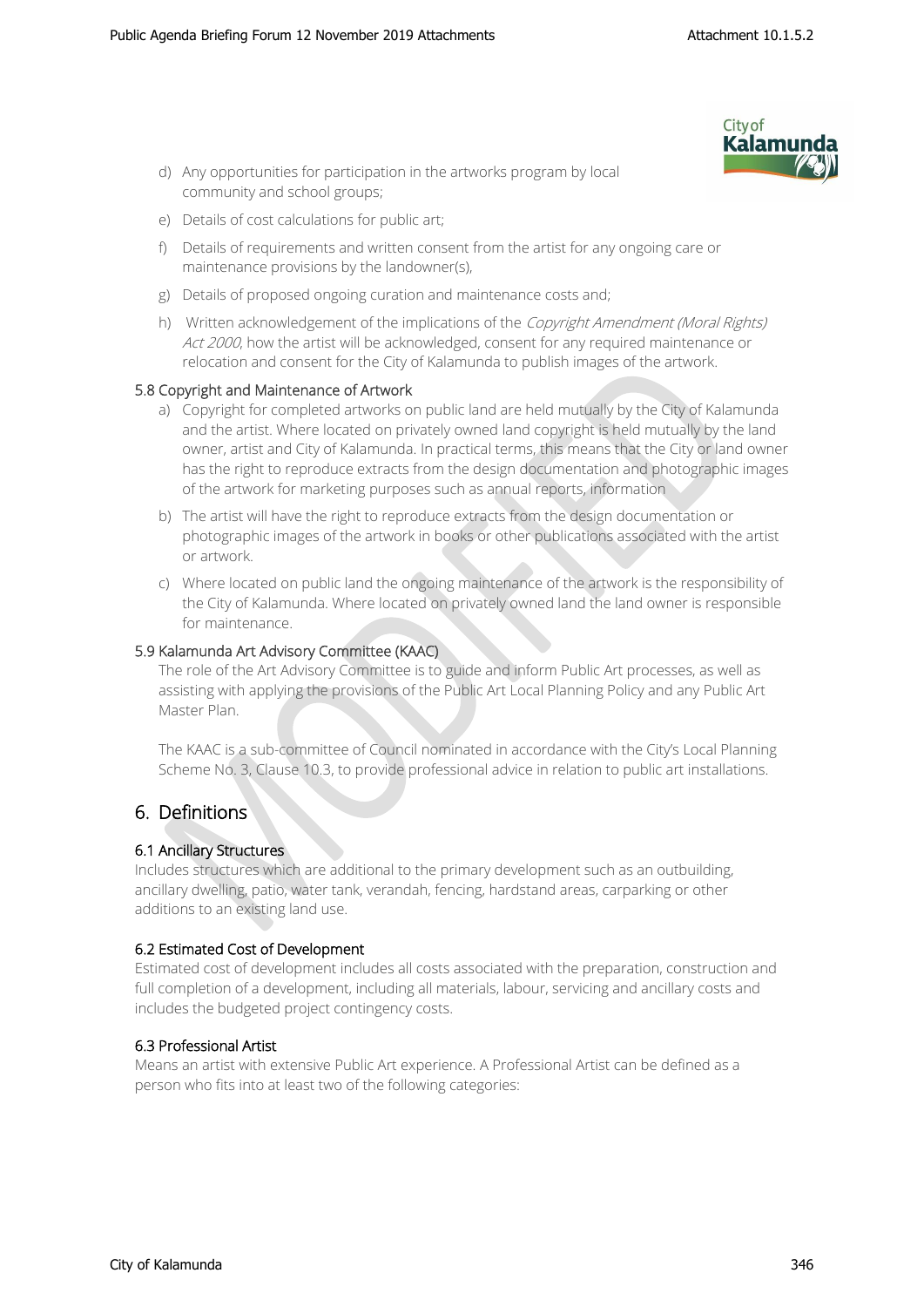d) Any opportunities for participation in the artworks program by local community and school groups;

e) Details of cost calculations for public art;

f) Details of requirements and written consent from the artist for any ongoing care or maintenance provisions by the landowner(s),

g) Details of proposed ongoing curation and maintenance costs and;

h) Written acknowledgement of the implications of the *Copyright Amendment (Moral Rights) Act 2000*, how the artist will be acknowledged, consent for any required maintenance or relocation and consent for the City of Kalamunda to publish images of the artwork.

### 5.8 Copyright and Maintenance of Artwork

a) Copyright for completed artworks on public land are held mutually by the City of Kalamunda and the artist. Where located on privately owned land copyright is held mutually by the land owner, artist and City of Kalamunda. In practical terms, this means that the City or land owner has the right to reproduce extracts from the design documentation and photographic images of the artwork for marketing purposes such as annual reports, information

b) The artist will have the right to reproduce extracts from the design documentation or photographic images of the artwork in books or other publications associated with the artist or artwork.

c) Where located on public land the ongoing maintenance of the artwork is the responsibility of the City of Kalamunda. Where located on privately owned land the land owner is responsible for maintenance.

### 5.9 Kalamunda Art Advisory Committee (KAAC)

The role of the Art Advisory Committee is to guide and inform Public Art processes, as well as assisting with applying the provisions of the Public Art Local Planning Policy and any Public Art Master Plan.

The KAAC is a sub-committee of Council nominated in accordance with the City's Local Planning Scheme No. 3, Clause 10.3, to provide professional advice in relation to public art installations.

## 6. Definitions

### 6.1 Ancillary Structures

Includes structures which are additional to the primary development such as an outbuilding, ancillary dwelling, patio, water tank, verandah, fencing, hardstand areas, carparking or other additions to an existing land use.

### 6.2 Estimated Cost of Development

Estimated cost of development includes all costs associated with the preparation, construction and full completion of a development, including all materials, labour, servicing and ancillary costs and includes the budgeted project contingency costs.

### 6.3 Professional Artist

Means an artist with extensive Public Art experience. A Professional Artist can be defined as a person who fits into at least two of the following categories: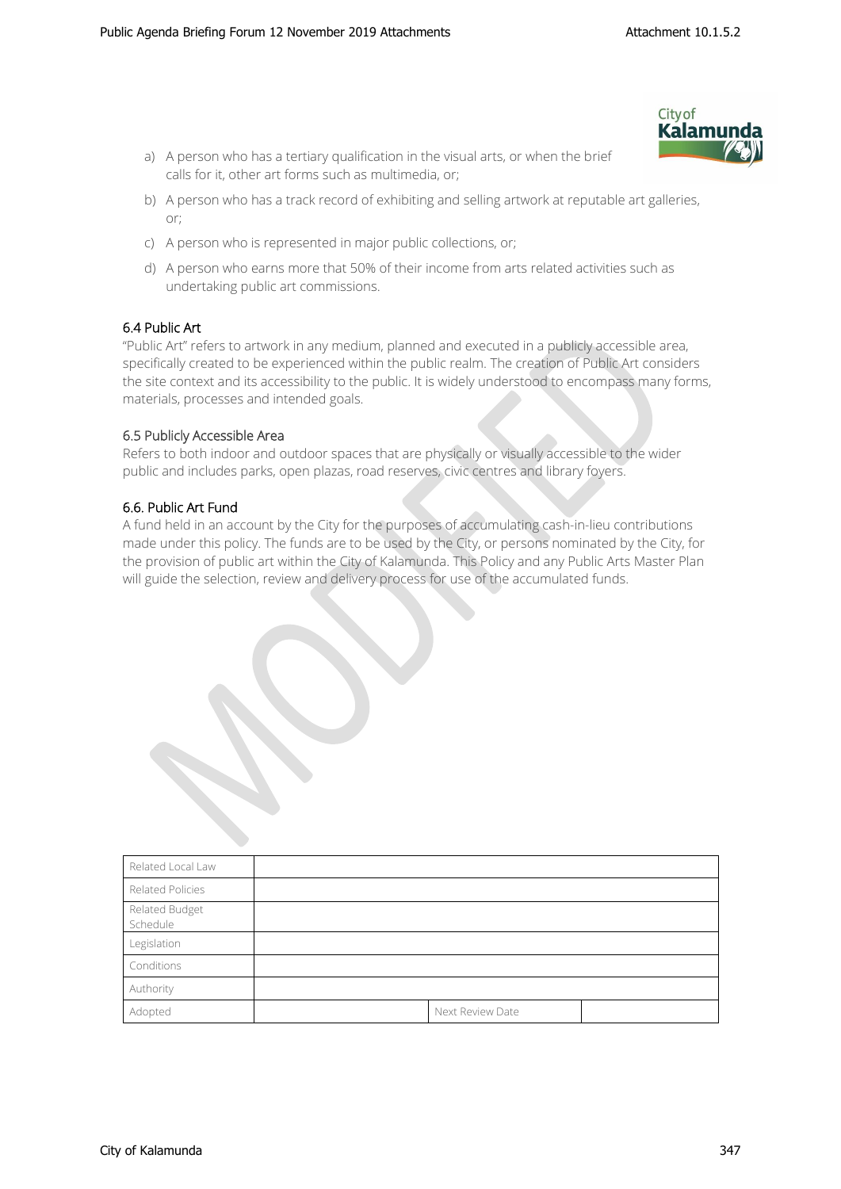a) A person who has a tertiary qualification in the visual arts, or when the brief calls for it, other art forms such as multimedia, or;

b) A person who has a track record of exhibiting and selling artwork at reputable art galleries, or;

c) A person who is represented in major public collections, or;

d) A person who earns more that 50% of their income from arts related activities such as undertaking public art commissions.

### 6.4 Public Art

"Public Art" refers to artwork in any medium, planned and executed in a publicly accessible area, specifically created to be experienced within the public realm. The creation of Public Art considers the site context and its accessibility to the public. It is widely understood to encompass many forms, materials, processes and intended goals.

### 6.5 Publicly Accessible Area

Refers to both indoor and outdoor spaces that are physically or visually accessible to the wider public and includes parks, open plazas, road reserves, civic centres and library foyers.

### 6.6. Public Art Fund

A fund held in an account by the City for the purposes of accumulating cash-in-lieu contributions made under this policy. The funds are to be used by the City, or persons nominated by the City, for the provision of public art within the City of Kalamunda. This Policy and any Public Arts Master Plan will guide the selection, review and delivery process for use of the accumulated funds.

| | | | |
|---|---|---|---|
| Related Local Law | | | |
| Related Policies | | | |
| Related Budget Schedule | | | |
| Legislation | | | |
| Conditions | | | |
| Authority | | | |
| Adopted | | Next Review Date | |